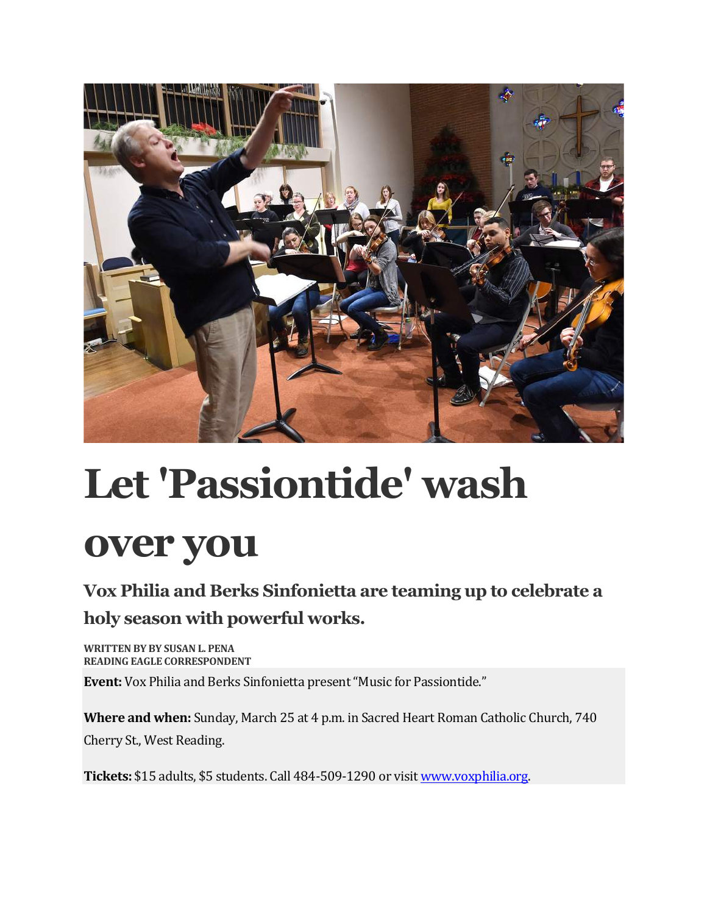# Let 'Passiontide' wash over you

## Vox Philia and Berks Sinfonietta are teaming up to celebrate a holy season with powerful works.

**WRITTEN BY BY SUSAN L. PENA**
**READING EAGLE CORRESPONDENT**

**Event:** Vox Philia and Berks Sinfonietta present "Music for Passiontide."

**Where and when:** Sunday, March 25 at 4 p.m. in Sacred Heart Roman Catholic Church, 740 Cherry St., West Reading.

**Tickets:** $15 adults, $5 students. Call 484-509-1290 or visit [www.voxphilia.org](http://www.voxphilia.org).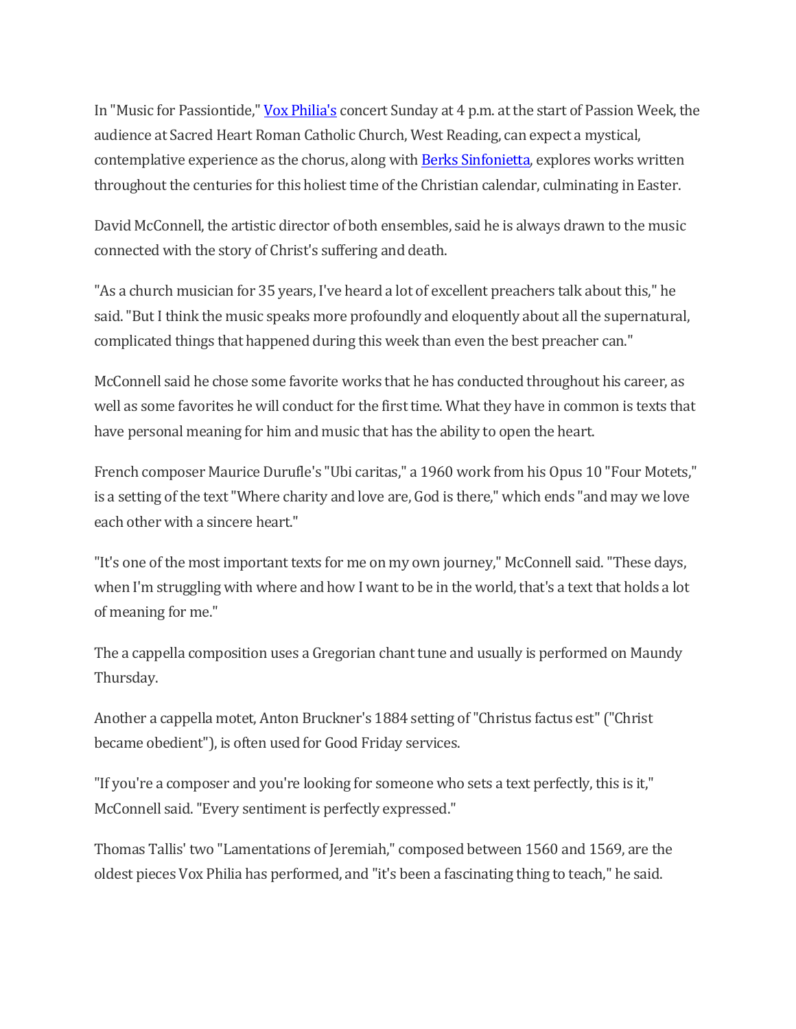In "Music for Passiontide," [Vox Philia's](#) concert Sunday at 4 p.m. at the start of Passion Week, the audience at Sacred Heart Roman Catholic Church, West Reading, can expect a mystical, contemplative experience as the chorus, along with [Berks Sinfonietta](#), explores works written throughout the centuries for this holiest time of the Christian calendar, culminating in Easter.

David McConnell, the artistic director of both ensembles, said he is always drawn to the music connected with the story of Christ's suffering and death.

"As a church musician for 35 years, I've heard a lot of excellent preachers talk about this," he said. "But I think the music speaks more profoundly and eloquently about all the supernatural, complicated things that happened during this week than even the best preacher can."

McConnell said he chose some favorite works that he has conducted throughout his career, as well as some favorites he will conduct for the first time. What they have in common is texts that have personal meaning for him and music that has the ability to open the heart.

French composer Maurice Durufle's "Ubi caritas," a 1960 work from his Opus 10 "Four Motets," is a setting of the text "Where charity and love are, God is there," which ends "and may we love each other with a sincere heart."

"It's one of the most important texts for me on my own journey," McConnell said. "These days, when I'm struggling with where and how I want to be in the world, that's a text that holds a lot of meaning for me."

The a cappella composition uses a Gregorian chant tune and usually is performed on Maundy Thursday.

Another a cappella motet, Anton Bruckner's 1884 setting of "Christus factus est" ("Christ became obedient"), is often used for Good Friday services.

"If you're a composer and you're looking for someone who sets a text perfectly, this is it," McConnell said. "Every sentiment is perfectly expressed."

Thomas Tallis' two "Lamentations of Jeremiah," composed between 1560 and 1569, are the oldest pieces Vox Philia has performed, and "it's been a fascinating thing to teach," he said.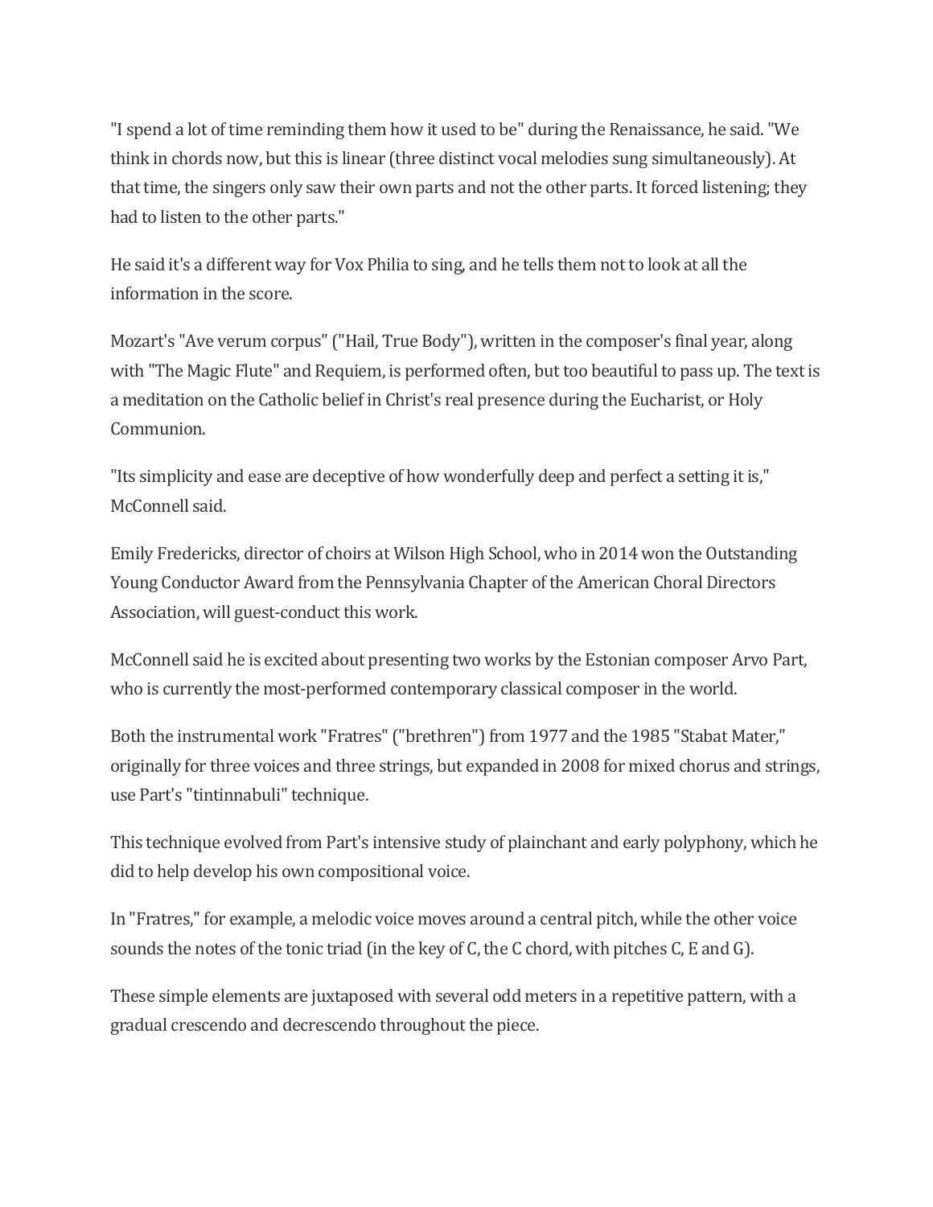"I spend a lot of time reminding them how it used to be" during the Renaissance, he said. "We think in chords now, but this is linear (three distinct vocal melodies sung simultaneously). At that time, the singers only saw their own parts and not the other parts. It forced listening; they had to listen to the other parts."

He said it's a different way for Vox Philia to sing, and he tells them not to look at all the information in the score.

Mozart's "Ave verum corpus" ("Hail, True Body"), written in the composer's final year, along with "The Magic Flute" and Requiem, is performed often, but too beautiful to pass up. The text is a meditation on the Catholic belief in Christ's real presence during the Eucharist, or Holy Communion.

"Its simplicity and ease are deceptive of how wonderfully deep and perfect a setting it is," McConnell said.

Emily Fredericks, director of choirs at Wilson High School, who in 2014 won the Outstanding Young Conductor Award from the Pennsylvania Chapter of the American Choral Directors Association, will guest-conduct this work.

McConnell said he is excited about presenting two works by the Estonian composer Arvo Part, who is currently the most-performed contemporary classical composer in the world.

Both the instrumental work "Fratres" ("brethren") from 1977 and the 1985 "Stabat Mater," originally for three voices and three strings, but expanded in 2008 for mixed chorus and strings, use Part's "tintinnabuli" technique.

This technique evolved from Part's intensive study of plainchant and early polyphony, which he did to help develop his own compositional voice.

In "Fratres," for example, a melodic voice moves around a central pitch, while the other voice sounds the notes of the tonic triad (in the key of C, the C chord, with pitches C, E and G).

These simple elements are juxtaposed with several odd meters in a repetitive pattern, with a gradual crescendo and decrescendo throughout the piece.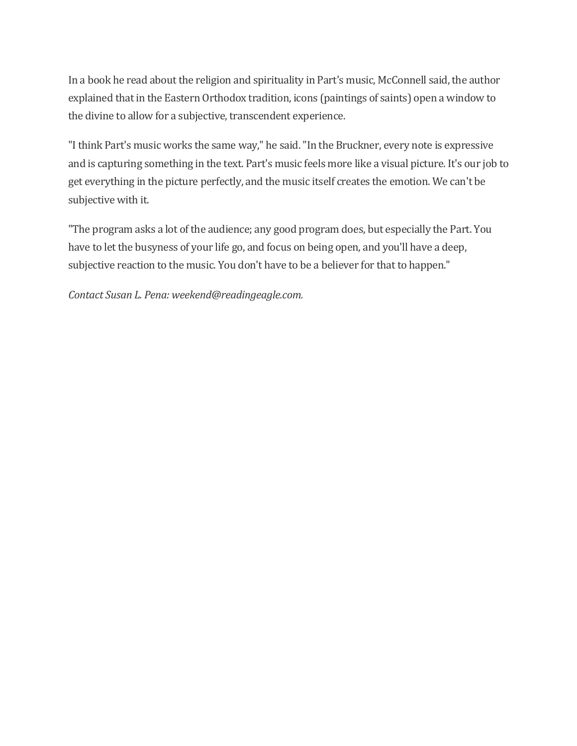In a book he read about the religion and spirituality in Part's music, McConnell said, the author explained that in the Eastern Orthodox tradition, icons (paintings of saints) open a window to the divine to allow for a subjective, transcendent experience.

"I think Part's music works the same way," he said. "In the Bruckner, every note is expressive and is capturing something in the text. Part's music feels more like a visual picture. It's our job to get everything in the picture perfectly, and the music itself creates the emotion. We can't be subjective with it.

"The program asks a lot of the audience; any good program does, but especially the Part. You have to let the busyness of your life go, and focus on being open, and you'll have a deep, subjective reaction to the music. You don't have to be a believer for that to happen."

*Contact Susan L. Pena: weekend@readingeagle.com.*